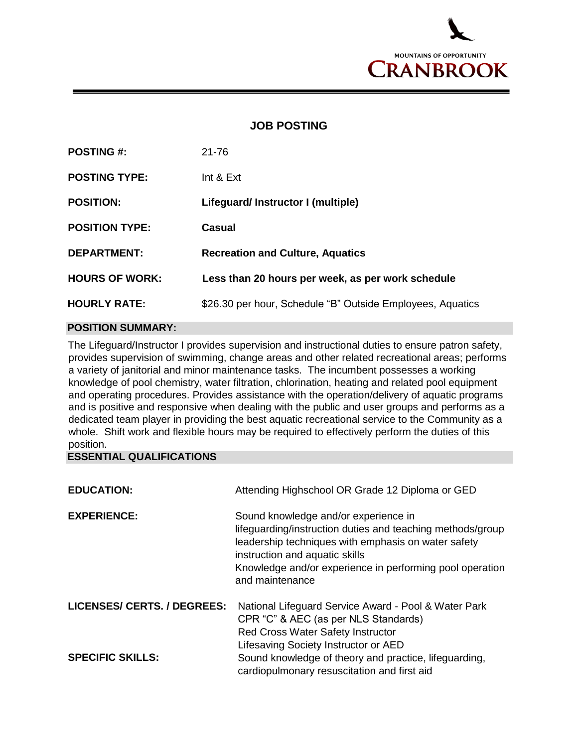MOUNTAINS OF OPPORTUNITY
CRANBROOK

# JOB POSTING

| | |
|---|---|
| **POSTING #:** | 21-76 |
| **POSTING TYPE:** | Int & Ext |
| **POSITION:** | **Lifeguard/ Instructor I (multiple)** |
| **POSITION TYPE:** | **Casual** |
| **DEPARTMENT:** | **Recreation and Culture, Aquatics** |
| **HOURS OF WORK:** | **Less than 20 hours per week, as per work schedule** |
| **HOURLY RATE:** | $26.30 per hour, Schedule "B" Outside Employees, Aquatics |

## POSITION SUMMARY:

The Lifeguard/Instructor I provides supervision and instructional duties to ensure patron safety, provides supervision of swimming, change areas and other related recreational areas; performs a variety of janitorial and minor maintenance tasks. The incumbent possesses a working knowledge of pool chemistry, water filtration, chlorination, heating and related pool equipment and operating procedures. Provides assistance with the operation/delivery of aquatic programs and is positive and responsive when dealing with the public and user groups and performs as a dedicated team player in providing the best aquatic recreational service to the Community as a whole. Shift work and flexible hours may be required to effectively perform the duties of this position.

## ESSENTIAL QUALIFICATIONS

| | |
|---|---|
| **EDUCATION:** | Attending Highschool OR Grade 12 Diploma or GED |
| **EXPERIENCE:** | Sound knowledge and/or experience in lifeguarding/instruction duties and teaching methods/group leadership techniques with emphasis on water safety instruction and aquatic skills<br>Knowledge and/or experience in performing pool operation and maintenance |
| **LICENSES/ CERTS. / DEGREES:** | National Lifeguard Service Award - Pool & Water Park<br>CPR "C" & AEC (as per NLS Standards)<br>Red Cross Water Safety Instructor<br>Lifesaving Society Instructor or AED |
| **SPECIFIC SKILLS:** | Sound knowledge of theory and practice, lifeguarding, cardiopulmonary resuscitation and first aid |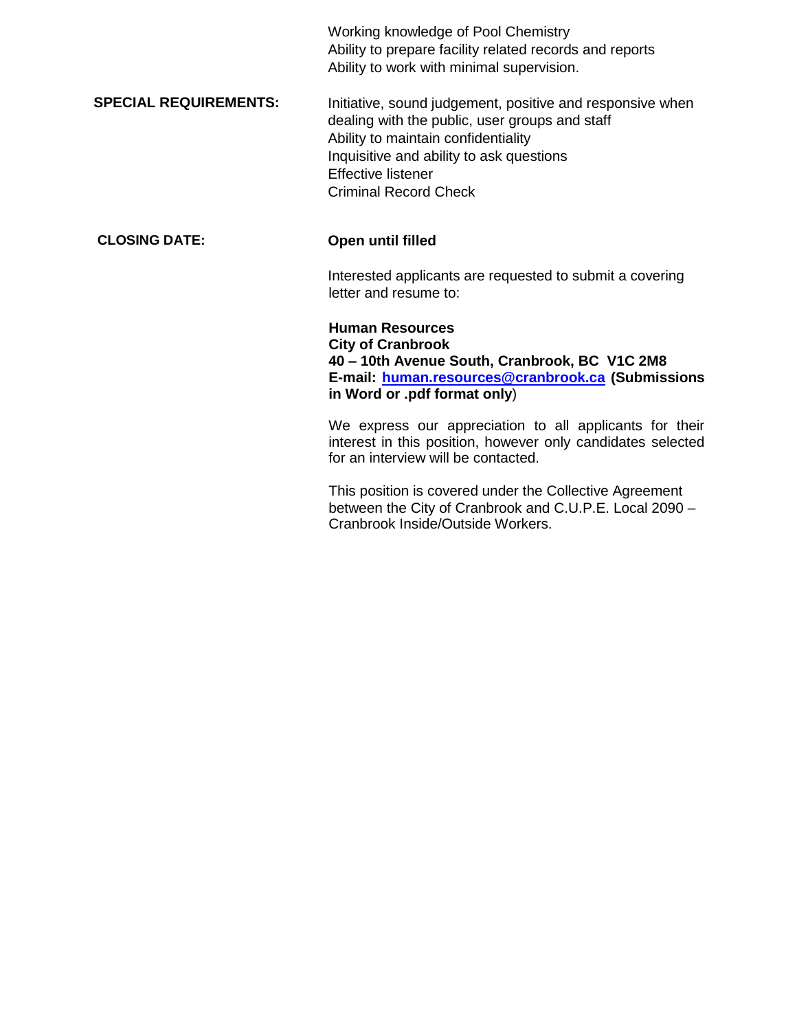Working knowledge of Pool Chemistry
Ability to prepare facility related records and reports
Ability to work with minimal supervision.

**SPECIAL REQUIREMENTS:**

Initiative, sound judgement, positive and responsive when dealing with the public, user groups and staff
Ability to maintain confidentiality
Inquisitive and ability to ask questions
Effective listener
Criminal Record Check

**CLOSING DATE:** **Open until filled**

Interested applicants are requested to submit a covering letter and resume to:

**Human Resources**
**City of Cranbrook**
**40 – 10th Avenue South, Cranbrook, BC V1C 2M8**
**E-mail: [human.resources@cranbrook.ca](mailto:human.resources@cranbrook.ca) (Submissions in Word or .pdf format only**)

We express our appreciation to all applicants for their interest in this position, however only candidates selected for an interview will be contacted.

This position is covered under the Collective Agreement between the City of Cranbrook and C.U.P.E. Local 2090 – Cranbrook Inside/Outside Workers.